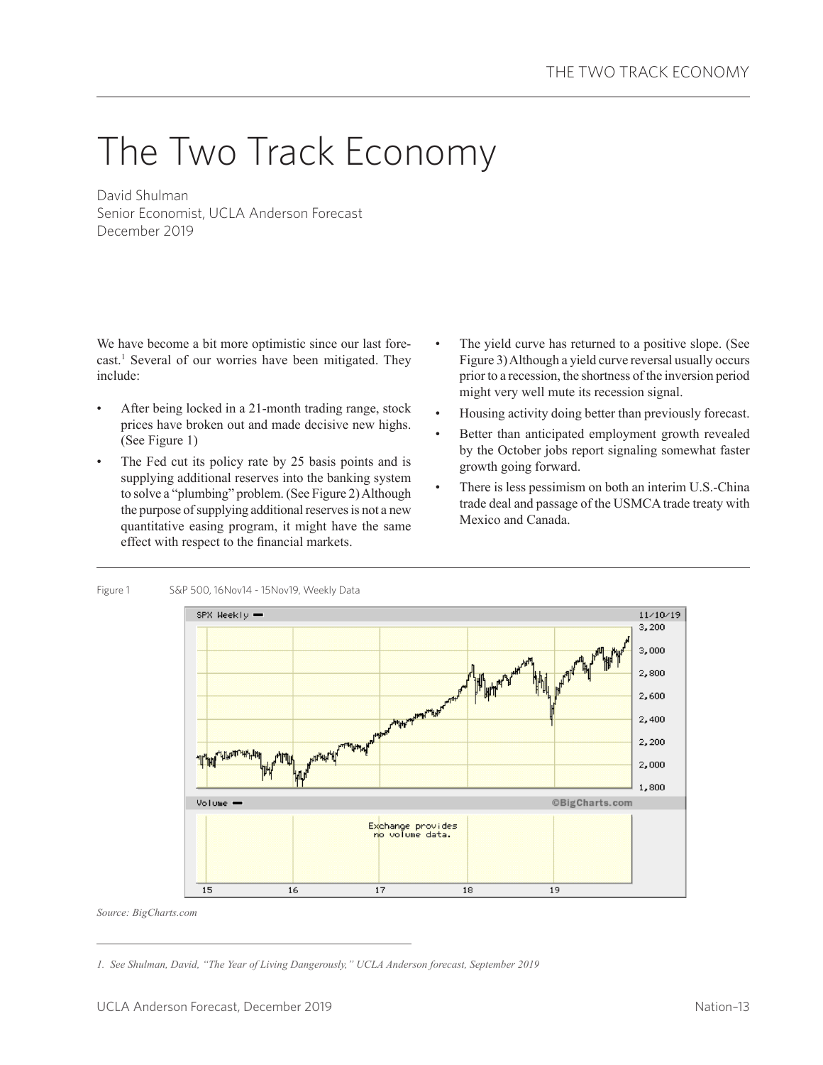# The Two Track Economy

David Shulman
Senior Economist, UCLA Anderson Forecast
December 2019

We have become a bit more optimistic since our last forecast.[1] Several of our worries have been mitigated. They include:

- After being locked in a 21-month trading range, stock prices have broken out and made decisive new highs. (See Figure 1)
- The Fed cut its policy rate by 25 basis points and is supplying additional reserves into the banking system to solve a "plumbing" problem. (See Figure 2) Although the purpose of supplying additional reserves is not a new quantitative easing program, it might have the same effect with respect to the financial markets.
- The yield curve has returned to a positive slope. (See Figure 3) Although a yield curve reversal usually occurs prior to a recession, the shortness of the inversion period might very well mute its recession signal.
- Housing activity doing better than previously forecast.
- Better than anticipated employment growth revealed by the October jobs report signaling somewhat faster growth going forward.
- There is less pessimism on both an interim U.S.-China trade deal and passage of the USMCA trade treaty with Mexico and Canada.

Figure 1 S&P 500, 16Nov14 - 15Nov19, Weekly Data

*Source: BigCharts.com*

---

*1. See Shulman, David, "The Year of Living Dangerously," UCLA Anderson forecast, September 2019*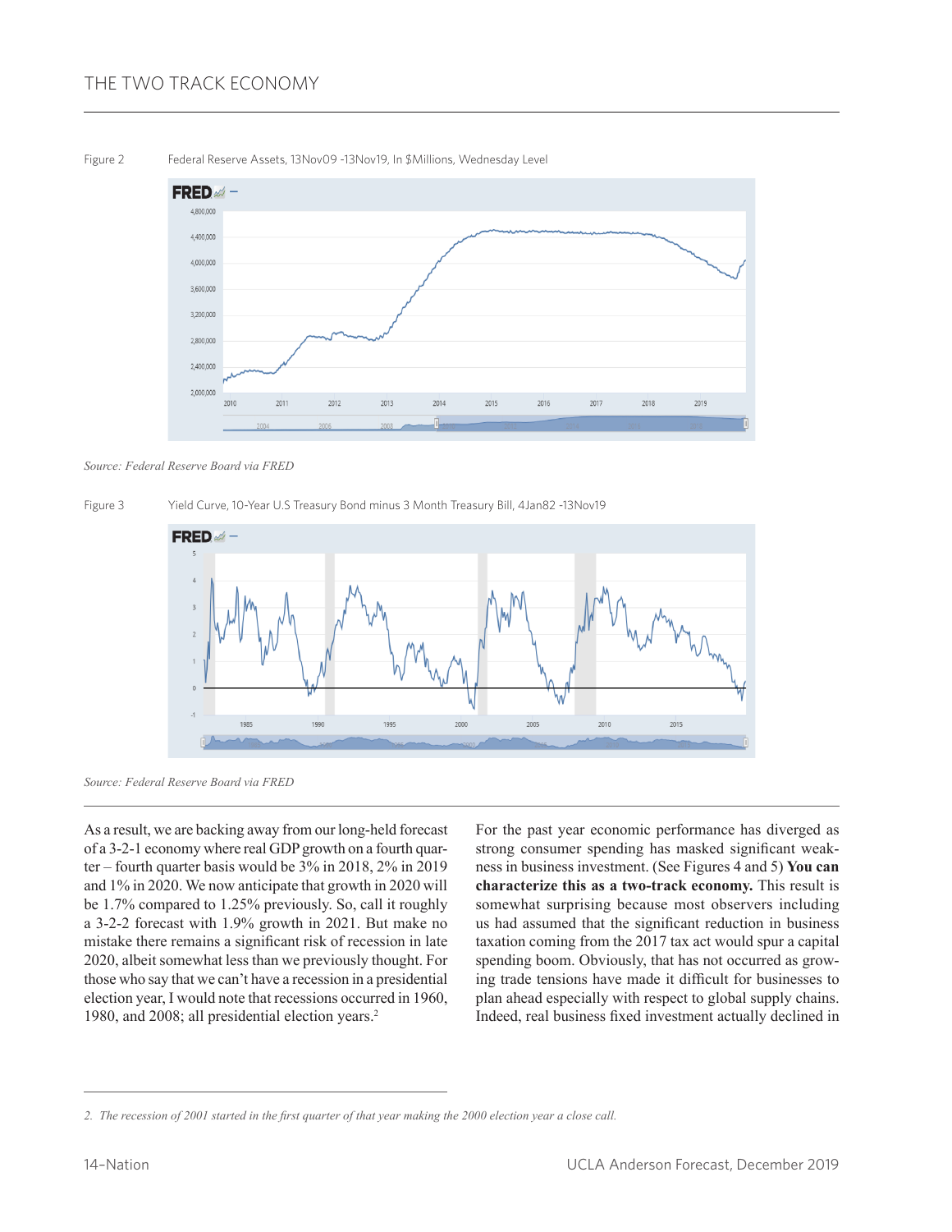Figure 2 Federal Reserve Assets, 13Nov09 -13Nov19, In $Millions, Wednesday Level

*Source: Federal Reserve Board via FRED*

Figure 3 Yield Curve, 10-Year U.S Treasury Bond minus 3 Month Treasury Bill, 4Jan82 -13Nov19

*Source: Federal Reserve Board via FRED*

As a result, we are backing away from our long-held forecast of a 3-2-1 economy where real GDP growth on a fourth quarter – fourth quarter basis would be 3% in 2018, 2% in 2019 and 1% in 2020. We now anticipate that growth in 2020 will be 1.7% compared to 1.25% previously. So, call it roughly a 3-2-2 forecast with 1.9% growth in 2021. But make no mistake there remains a significant risk of recession in late 2020, albeit somewhat less than we previously thought. For those who say that we can't have a recession in a presidential election year, I would note that recessions occurred in 1960, 1980, and 2008; all presidential election years.[2]

For the past year economic performance has diverged as strong consumer spending has masked significant weakness in business investment. (See Figures 4 and 5) **You can characterize this as a two-track economy.** This result is somewhat surprising because most observers including us had assumed that the significant reduction in business taxation coming from the 2017 tax act would spur a capital spending boom. Obviously, that has not occurred as growing trade tensions have made it difficult for businesses to plan ahead especially with respect to global supply chains. Indeed, real business fixed investment actually declined in

---

2. *The recession of 2001 started in the first quarter of that year making the 2000 election year a close call.*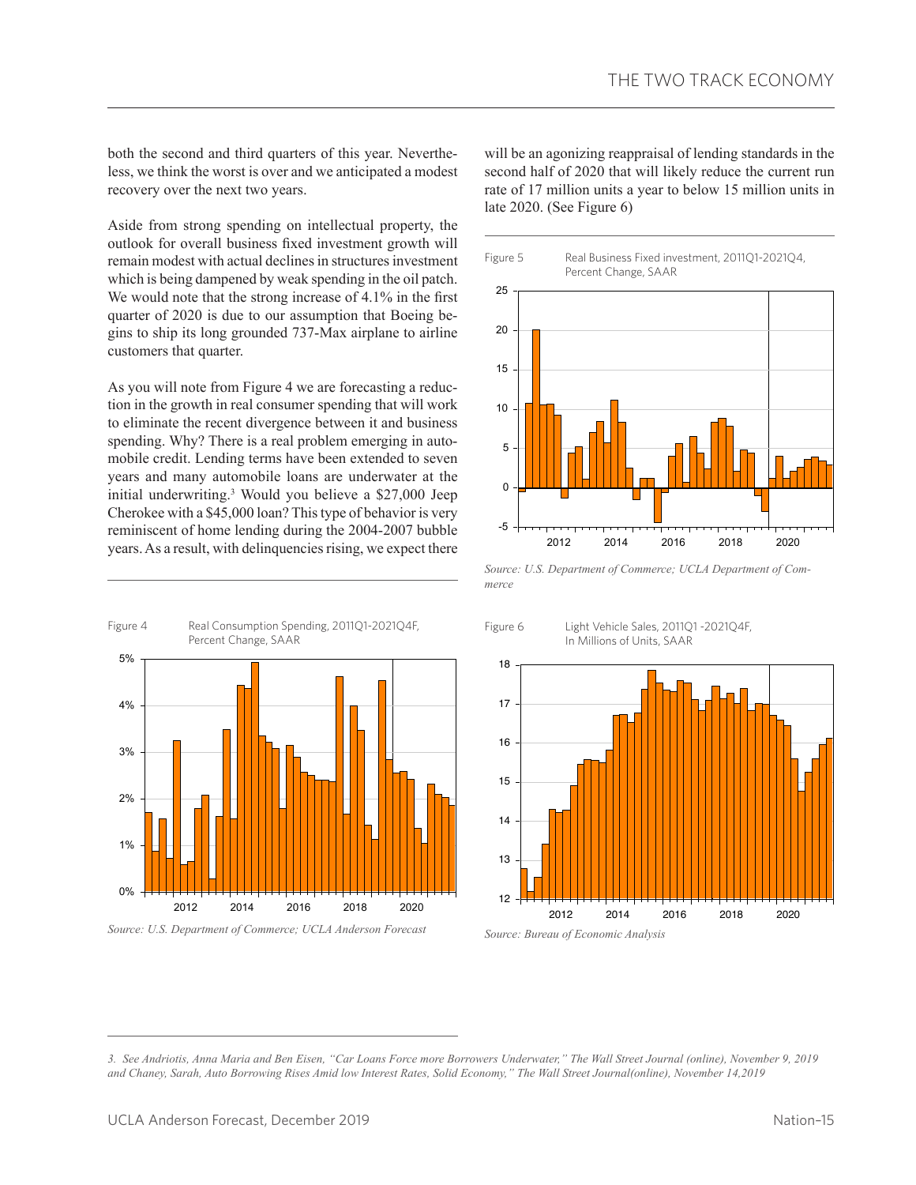both the second and third quarters of this year. Nevertheless, we think the worst is over and we anticipated a modest recovery over the next two years.

Aside from strong spending on intellectual property, the outlook for overall business fixed investment growth will remain modest with actual declines in structures investment which is being dampened by weak spending in the oil patch. We would note that the strong increase of 4.1% in the first quarter of 2020 is due to our assumption that Boeing begins to ship its long grounded 737-Max airplane to airline customers that quarter.

As you will note from Figure 4 we are forecasting a reduction in the growth in real consumer spending that will work to eliminate the recent divergence between it and business spending. Why? There is a real problem emerging in automobile credit. Lending terms have been extended to seven years and many automobile loans are underwater at the initial underwriting.[3] Would you believe a $27,000 Jeep Cherokee with a $45,000 loan? This type of behavior is very reminiscent of home lending during the 2004-2007 bubble years. As a result, with delinquencies rising, we expect there will be an agonizing reappraisal of lending standards in the second half of 2020 that will likely reduce the current run rate of 17 million units a year to below 15 million units in late 2020. (See Figure 6)

Figure 4 Real Consumption Spending, 2011Q1-2021Q4F, Percent Change, SAAR

*Source: U.S. Department of Commerce; UCLA Anderson Forecast*

Figure 5 Real Business Fixed investment, 2011Q1-2021Q4, Percent Change, SAAR

*Source: U.S. Department of Commerce; UCLA Department of Commerce*

Figure 6 Light Vehicle Sales, 2011Q1 -2021Q4F, In Millions of Units, SAAR

*Source: Bureau of Economic Analysis*

*3. See Andriotis, Anna Maria and Ben Eisen, "Car Loans Force more Borrowers Underwater," The Wall Street Journal (online), November 9, 2019 and Chaney, Sarah, Auto Borrowing Rises Amid low Interest Rates, Solid Economy," The Wall Street Journal(online), November 14,2019*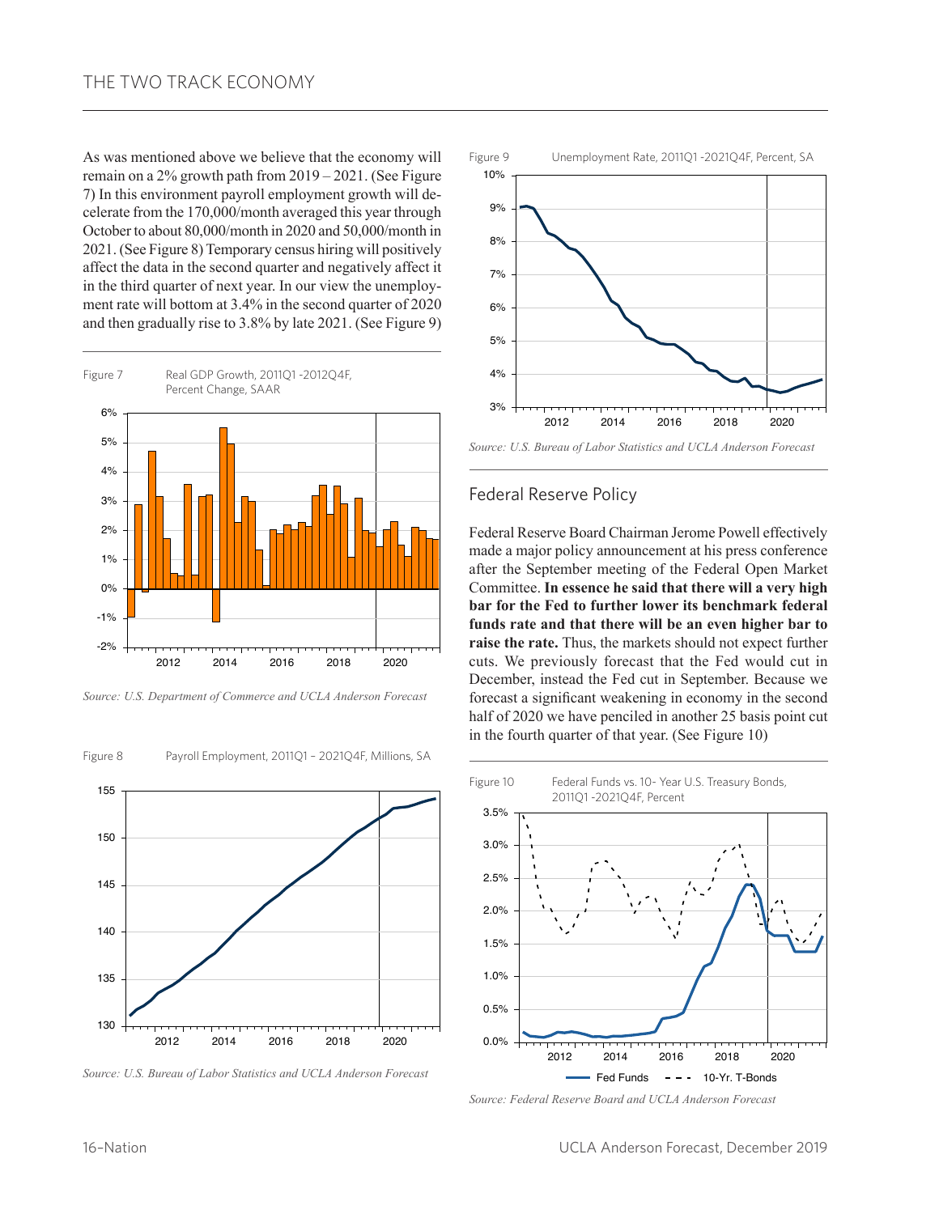As was mentioned above we believe that the economy will remain on a 2% growth path from 2019 – 2021. (See Figure 7) In this environment payroll employment growth will decelerate from the 170,000/month averaged this year through October to about 80,000/month in 2020 and 50,000/month in 2021. (See Figure 8) Temporary census hiring will positively affect the data in the second quarter and negatively affect it in the third quarter of next year. In our view the unemployment rate will bottom at 3.4% in the second quarter of 2020 and then gradually rise to 3.8% by late 2021. (See Figure 9)

Figure 7 Real GDP Growth, 2011Q1 -2012Q4F, Percent Change, SAAR

*Source: U.S. Department of Commerce and UCLA Anderson Forecast*

Figure 8 Payroll Employment, 2011Q1 – 2021Q4F, Millions, SA

*Source: U.S. Bureau of Labor Statistics and UCLA Anderson Forecast*

Figure 9 Unemployment Rate, 2011Q1 -2021Q4F, Percent, SA

*Source: U.S. Bureau of Labor Statistics and UCLA Anderson Forecast*

## Federal Reserve Policy

Federal Reserve Board Chairman Jerome Powell effectively made a major policy announcement at his press conference after the September meeting of the Federal Open Market Committee. **In essence he said that there will a very high bar for the Fed to further lower its benchmark federal funds rate and that there will be an even higher bar to raise the rate.** Thus, the markets should not expect further cuts. We previously forecast that the Fed would cut in December, instead the Fed cut in September. Because we forecast a significant weakening in economy in the second half of 2020 we have penciled in another 25 basis point cut in the fourth quarter of that year. (See Figure 10)

Figure 10 Federal Funds vs. 10- Year U.S. Treasury Bonds, 2011Q1 -2021Q4F, Percent

*Source: Federal Reserve Board and UCLA Anderson Forecast*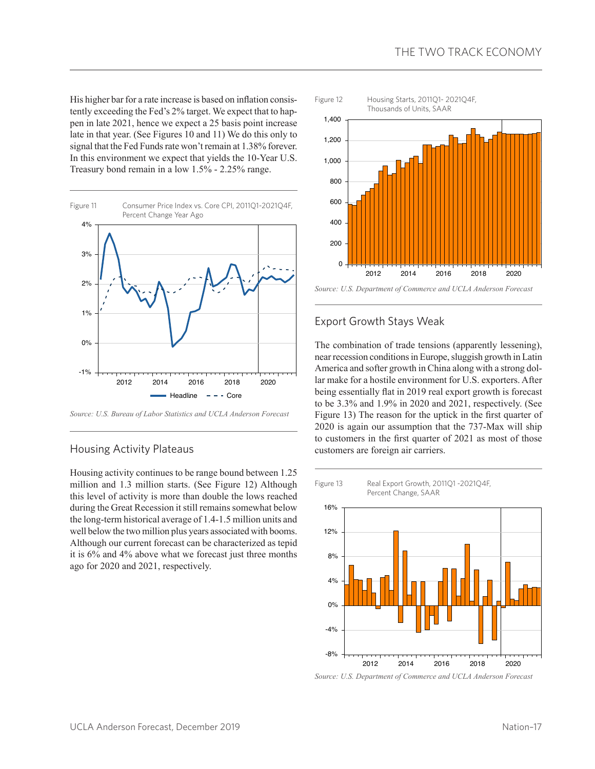His higher bar for a rate increase is based on inflation consistently exceeding the Fed's 2% target. We expect that to happen in late 2021, hence we expect a 25 basis point increase late in that year. (See Figures 10 and 11) We do this only to signal that the Fed Funds rate won't remain at 1.38% forever. In this environment we expect that yields the 10-Year U.S. Treasury bond remain in a low 1.5% - 2.25% range.

Figure 11 Consumer Price Index vs. Core CPI, 2011Q1-2021Q4F, Percent Change Year Ago

*Source: U.S. Bureau of Labor Statistics and UCLA Anderson Forecast*

## Housing Activity Plateaus

Housing activity continues to be range bound between 1.25 million and 1.3 million starts. (See Figure 12) Although this level of activity is more than double the lows reached during the Great Recession it still remains somewhat below the long-term historical average of 1.4-1.5 million units and well below the two million plus years associated with booms. Although our current forecast can be characterized as tepid it is 6% and 4% above what we forecast just three months ago for 2020 and 2021, respectively.

Figure 12 Housing Starts, 2011Q1- 2021Q4F, Thousands of Units, SAAR

*Source: U.S. Department of Commerce and UCLA Anderson Forecast*

## Export Growth Stays Weak

The combination of trade tensions (apparently lessening), near recession conditions in Europe, sluggish growth in Latin America and softer growth in China along with a strong dollar make for a hostile environment for U.S. exporters. After being essentially flat in 2019 real export growth is forecast to be 3.3% and 1.9% in 2020 and 2021, respectively. (See Figure 13) The reason for the uptick in the first quarter of 2020 is again our assumption that the 737-Max will ship to customers in the first quarter of 2021 as most of those customers are foreign air carriers.

Figure 13 Real Export Growth, 2011Q1 -2021Q4F, Percent Change, SAAR

*Source: U.S. Department of Commerce and UCLA Anderson Forecast*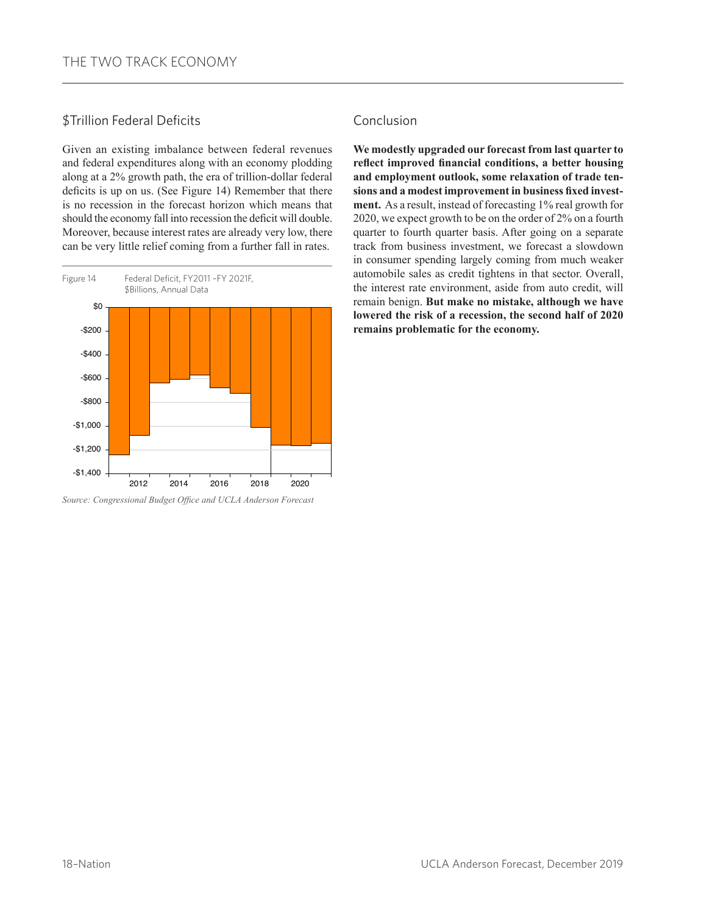## $Trillion Federal Deficits

Given an existing imbalance between federal revenues and federal expenditures along with an economy plodding along at a 2% growth path, the era of trillion-dollar federal deficits is up on us. (See Figure 14) Remember that there is no recession in the forecast horizon which means that should the economy fall into recession the deficit will double. Moreover, because interest rates are already very low, there can be very little relief coming from a further fall in rates.

Figure 14 Federal Deficit, FY2011 –FY 2021F, $Billions, Annual Data

$0
-$200
-$400
-$600
-$800
-$1,000
-$1,200
-$1,400
2012
2014
2016
2018
2020

*Source: Congressional Budget Office and UCLA Anderson Forecast*

## Conclusion

**We modestly upgraded our forecast from last quarter to reflect improved financial conditions, a better housing and employment outlook, some relaxation of trade tensions and a modest improvement in business fixed investment.** As a result, instead of forecasting 1% real growth for 2020, we expect growth to be on the order of 2% on a fourth quarter to fourth quarter basis. After going on a separate track from business investment, we forecast a slowdown in consumer spending largely coming from much weaker automobile sales as credit tightens in that sector. Overall, the interest rate environment, aside from auto credit, will remain benign. **But make no mistake, although we have lowered the risk of a recession, the second half of 2020 remains problematic for the economy.**